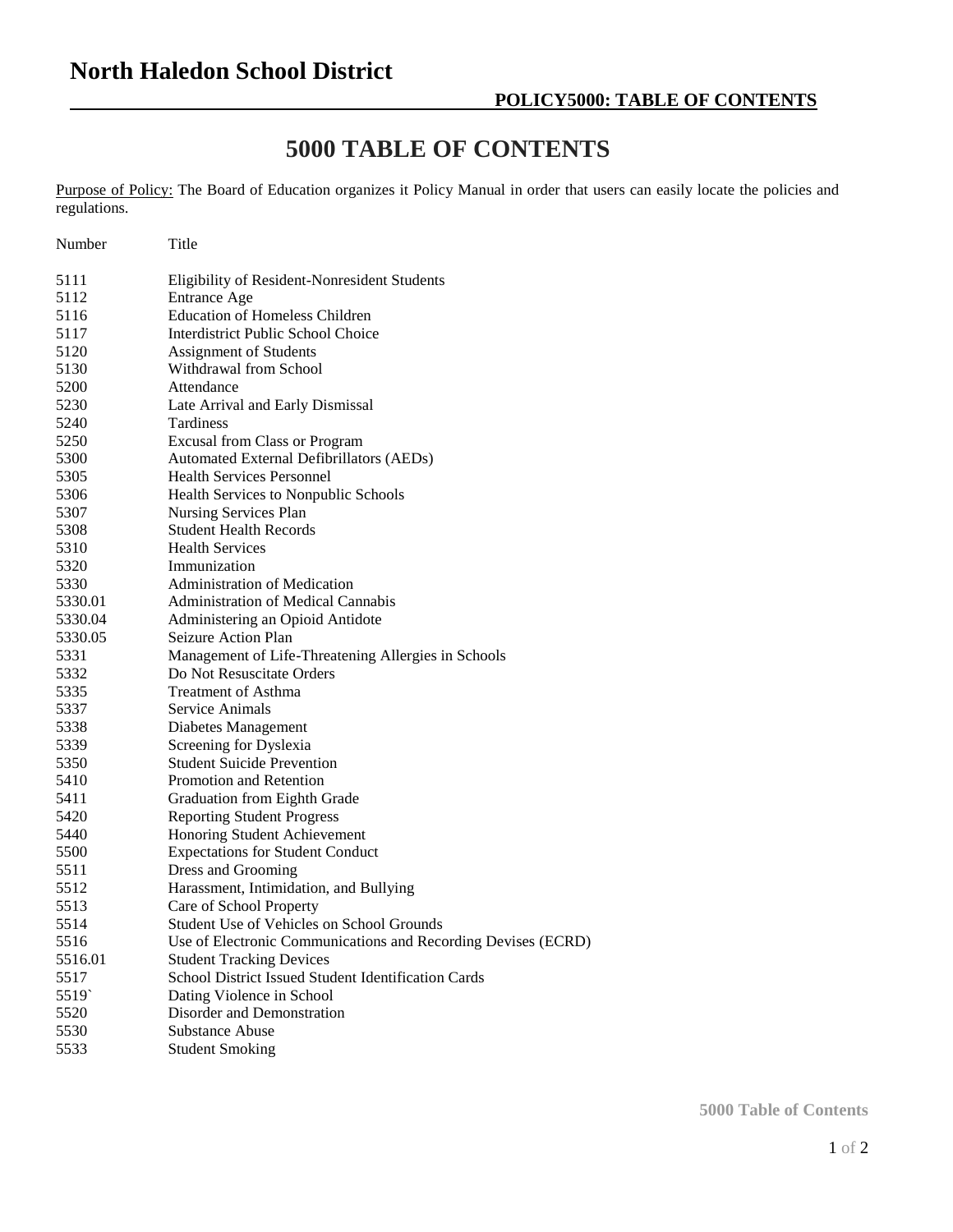# North Haledon School District

## POLICY5000: TABLE OF CONTENTS

# 5000 TABLE OF CONTENTS

Purpose of Policy: The Board of Education organizes it Policy Manual in order that users can easily locate the policies and regulations.

| Number | Title |
|---|---|
| 5111 | Eligibility of Resident-Nonresident Students |
| 5112 | Entrance Age |
| 5116 | Education of Homeless Children |
| 5117 | Interdistrict Public School Choice |
| 5120 | Assignment of Students |
| 5130 | Withdrawal from School |
| 5200 | Attendance |
| 5230 | Late Arrival and Early Dismissal |
| 5240 | Tardiness |
| 5250 | Excusal from Class or Program |
| 5300 | Automated External Defibrillators (AEDs) |
| 5305 | Health Services Personnel |
| 5306 | Health Services to Nonpublic Schools |
| 5307 | Nursing Services Plan |
| 5308 | Student Health Records |
| 5310 | Health Services |
| 5320 | Immunization |
| 5330 | Administration of Medication |
| 5330.01 | Administration of Medical Cannabis |
| 5330.04 | Administering an Opioid Antidote |
| 5330.05 | Seizure Action Plan |
| 5331 | Management of Life-Threatening Allergies in Schools |
| 5332 | Do Not Resuscitate Orders |
| 5335 | Treatment of Asthma |
| 5337 | Service Animals |
| 5338 | Diabetes Management |
| 5339 | Screening for Dyslexia |
| 5350 | Student Suicide Prevention |
| 5410 | Promotion and Retention |
| 5411 | Graduation from Eighth Grade |
| 5420 | Reporting Student Progress |
| 5440 | Honoring Student Achievement |
| 5500 | Expectations for Student Conduct |
| 5511 | Dress and Grooming |
| 5512 | Harassment, Intimidation, and Bullying |
| 5513 | Care of School Property |
| 5514 | Student Use of Vehicles on School Grounds |
| 5516 | Use of Electronic Communications and Recording Devises (ECRD) |
| 5516.01 | Student Tracking Devices |
| 5517 | School District Issued Student Identification Cards |
| 5519` | Dating Violence in School |
| 5520 | Disorder and Demonstration |
| 5530 | Substance Abuse |
| 5533 | Student Smoking |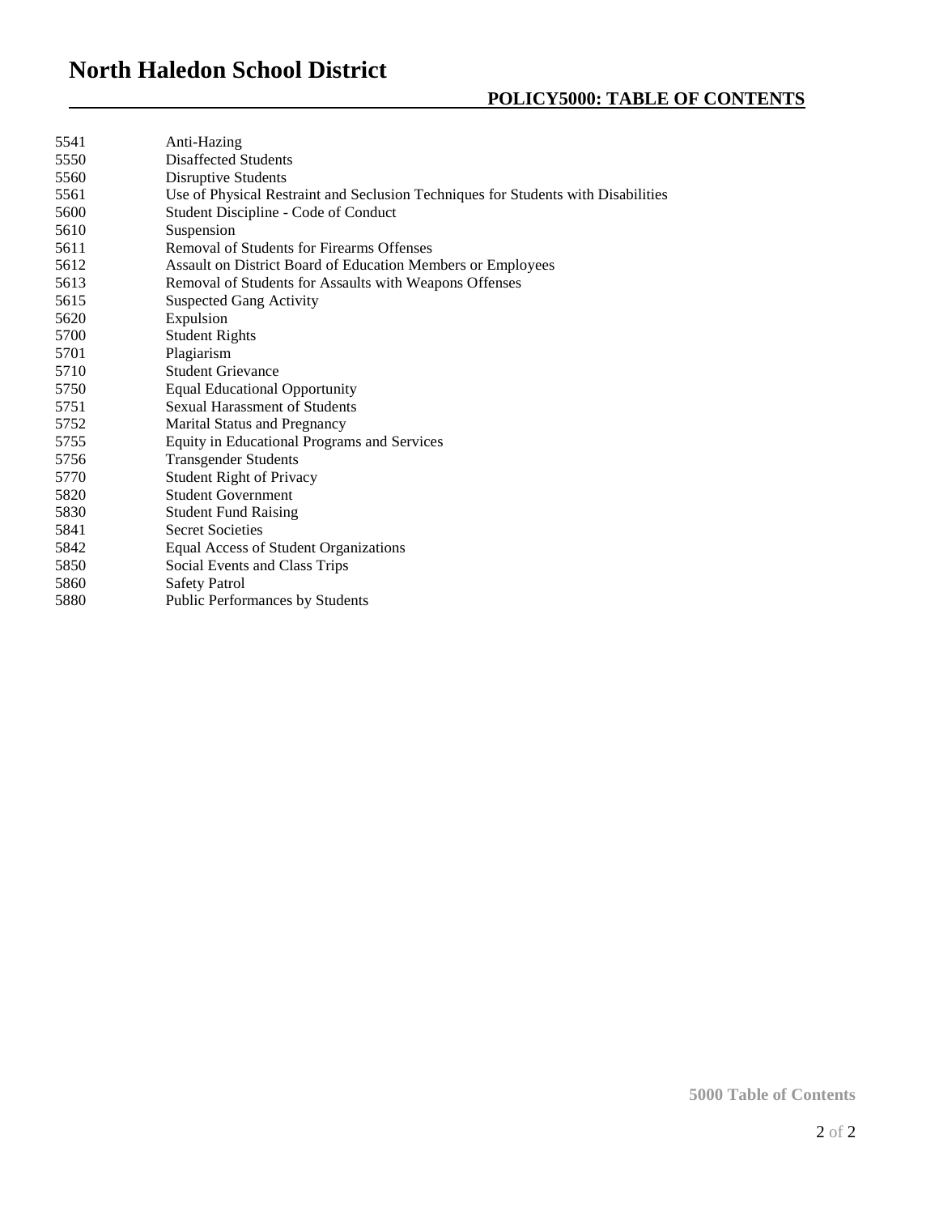| | |
|---|---|
| 5541 | Anti-Hazing |
| 5550 | Disaffected Students |
| 5560 | Disruptive Students |
| 5561 | Use of Physical Restraint and Seclusion Techniques for Students with Disabilities |
| 5600 | Student Discipline - Code of Conduct |
| 5610 | Suspension |
| 5611 | Removal of Students for Firearms Offenses |
| 5612 | Assault on District Board of Education Members or Employees |
| 5613 | Removal of Students for Assaults with Weapons Offenses |
| 5615 | Suspected Gang Activity |
| 5620 | Expulsion |
| 5700 | Student Rights |
| 5701 | Plagiarism |
| 5710 | Student Grievance |
| 5750 | Equal Educational Opportunity |
| 5751 | Sexual Harassment of Students |
| 5752 | Marital Status and Pregnancy |
| 5755 | Equity in Educational Programs and Services |
| 5756 | Transgender Students |
| 5770 | Student Right of Privacy |
| 5820 | Student Government |
| 5830 | Student Fund Raising |
| 5841 | Secret Societies |
| 5842 | Equal Access of Student Organizations |
| 5850 | Social Events and Class Trips |
| 5860 | Safety Patrol |
| 5880 | Public Performances by Students |